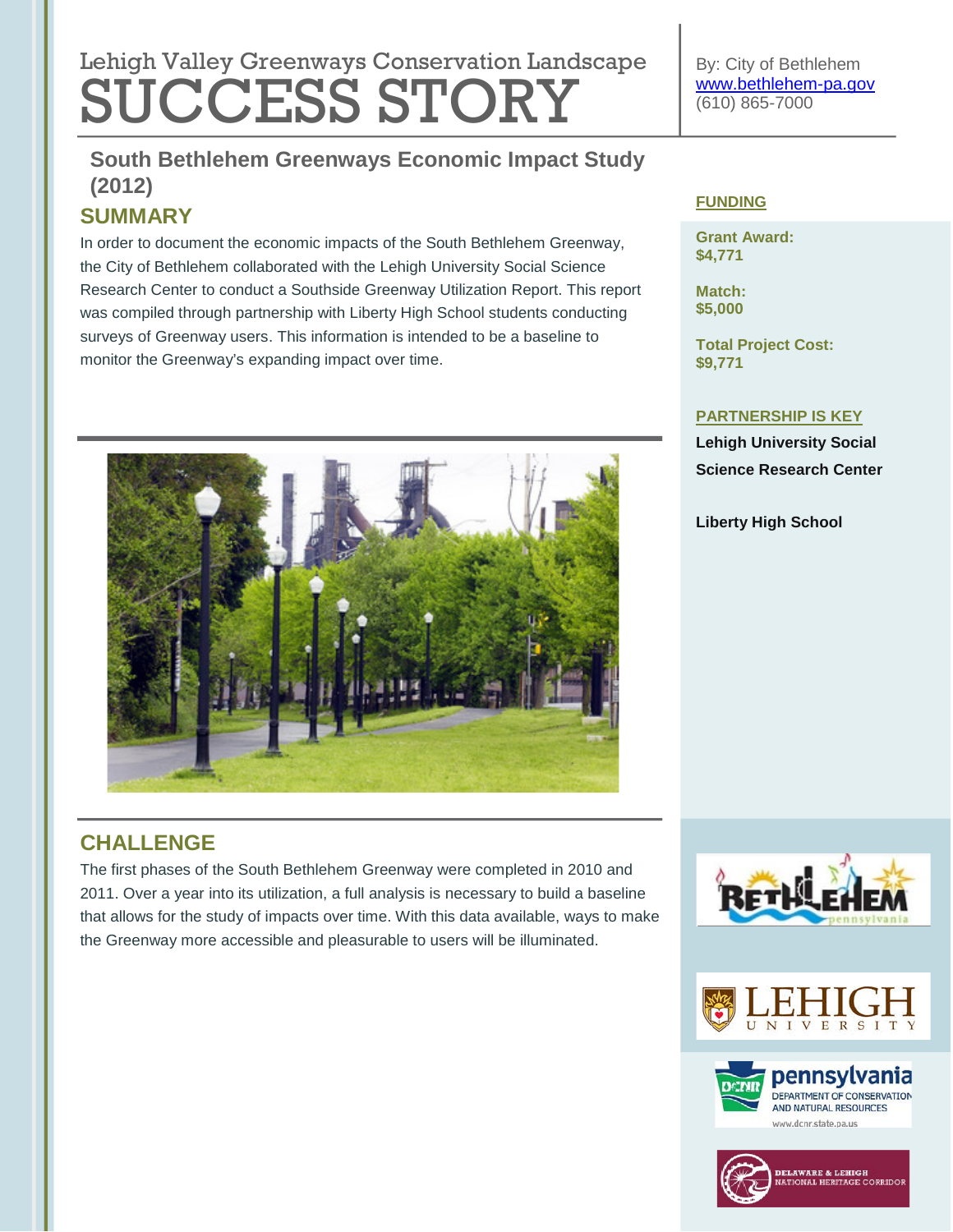Lehigh Valley Greenways Conservation Landscape

# SUCCESS STORY

By: City of Bethlehem
www.bethlehem-pa.gov
(610) 865-7000

## South Bethlehem Greenways Economic Impact Study (2012)

## SUMMARY

In order to document the economic impacts of the South Bethlehem Greenway, the City of Bethlehem collaborated with the Lehigh University Social Science Research Center to conduct a Southside Greenway Utilization Report. This report was compiled through partnership with Liberty High School students conducting surveys of Greenway users. This information is intended to be a baseline to monitor the Greenway's expanding impact over time.

## CHALLENGE

The first phases of the South Bethlehem Greenway were completed in 2010 and 2011. Over a year into its utilization, a full analysis is necessary to build a baseline that allows for the study of impacts over time. With this data available, ways to make the Greenway more accessible and pleasurable to users will be illuminated.

### FUNDING

**Grant Award:**
**$4,771**

**Match:**
**$5,000**

**Total Project Cost:**
**$9,771**

### PARTNERSHIP IS KEY

**Lehigh University Social Science Research Center**

**Liberty High School**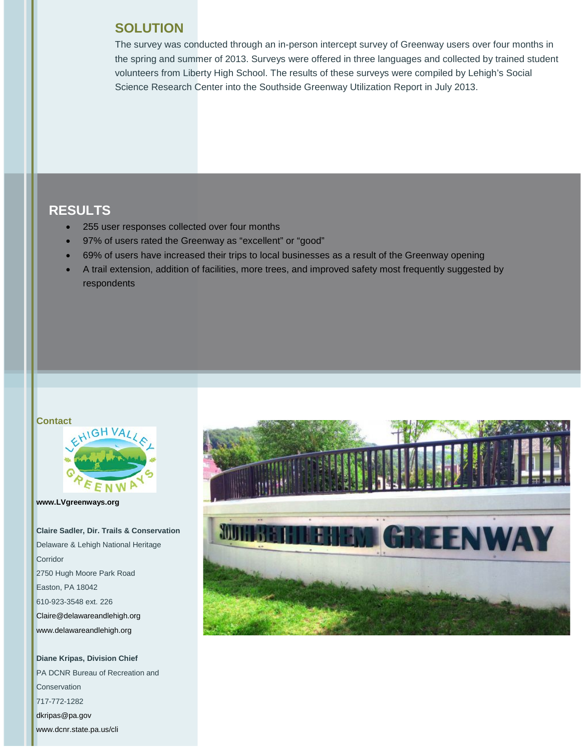## SOLUTION

The survey was conducted through an in-person intercept survey of Greenway users over four months in the spring and summer of 2013. Surveys were offered in three languages and collected by trained student volunteers from Liberty High School. The results of these surveys were compiled by Lehigh's Social Science Research Center into the Southside Greenway Utilization Report in July 2013.

## RESULTS

- 255 user responses collected over four months
- 97% of users rated the Greenway as "excellent" or "good"
- 69% of users have increased their trips to local businesses as a result of the Greenway opening
- A trail extension, addition of facilities, more trees, and improved safety most frequently suggested by respondents

**Contact**

**www.LVgreenways.org**

**Claire Sadler, Dir. Trails & Conservation**
Delaware & Lehigh National Heritage Corridor
2750 Hugh Moore Park Road
Easton, PA 18042
610-923-3548 ext. 226
Claire@delawareandlehigh.org
www.delawareandlehigh.org

**Diane Kripas, Division Chief**
PA DCNR Bureau of Recreation and Conservation
717-772-1282
dkripas@pa.gov
www.dcnr.state.pa.us/cli